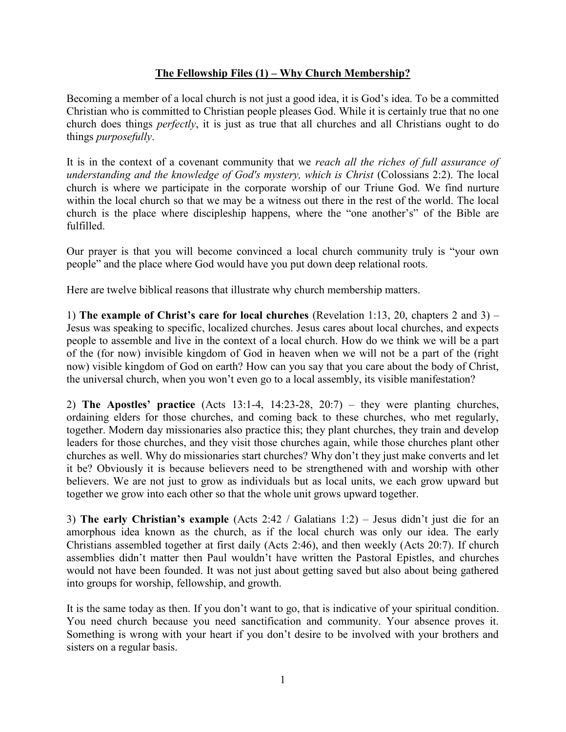# The Fellowship Files (1) – Why Church Membership?

Becoming a member of a local church is not just a good idea, it is God's idea. To be a committed Christian who is committed to Christian people pleases God. While it is certainly true that no one church does things *perfectly*, it is just as true that all churches and all Christians ought to do things *purposefully*.

It is in the context of a covenant community that we *reach all the riches of full assurance of understanding and the knowledge of God's mystery, which is Christ* (Colossians 2:2). The local church is where we participate in the corporate worship of our Triune God. We find nurture within the local church so that we may be a witness out there in the rest of the world. The local church is the place where discipleship happens, where the "one another's" of the Bible are fulfilled.

Our prayer is that you will become convinced a local church community truly is "your own people" and the place where God would have you put down deep relational roots.

Here are twelve biblical reasons that illustrate why church membership matters.

1) **The example of Christ's care for local churches** (Revelation 1:13, 20, chapters 2 and 3) – Jesus was speaking to specific, localized churches. Jesus cares about local churches, and expects people to assemble and live in the context of a local church. How do we think we will be a part of the (for now) invisible kingdom of God in heaven when we will not be a part of the (right now) visible kingdom of God on earth? How can you say that you care about the body of Christ, the universal church, when you won't even go to a local assembly, its visible manifestation?

2) **The Apostles' practice** (Acts 13:1-4, 14:23-28, 20:7) – they were planting churches, ordaining elders for those churches, and coming back to these churches, who met regularly, together. Modern day missionaries also practice this; they plant churches, they train and develop leaders for those churches, and they visit those churches again, while those churches plant other churches as well. Why do missionaries start churches? Why don't they just make converts and let it be? Obviously it is because believers need to be strengthened with and worship with other believers. We are not just to grow as individuals but as local units, we each grow upward but together we grow into each other so that the whole unit grows upward together.

3) **The early Christian's example** (Acts 2:42 / Galatians 1:2) – Jesus didn't just die for an amorphous idea known as the church, as if the local church was only our idea. The early Christians assembled together at first daily (Acts 2:46), and then weekly (Acts 20:7). If church assemblies didn't matter then Paul wouldn't have written the Pastoral Epistles, and churches would not have been founded. It was not just about getting saved but also about being gathered into groups for worship, fellowship, and growth.

It is the same today as then. If you don't want to go, that is indicative of your spiritual condition. You need church because you need sanctification and community. Your absence proves it. Something is wrong with your heart if you don't desire to be involved with your brothers and sisters on a regular basis.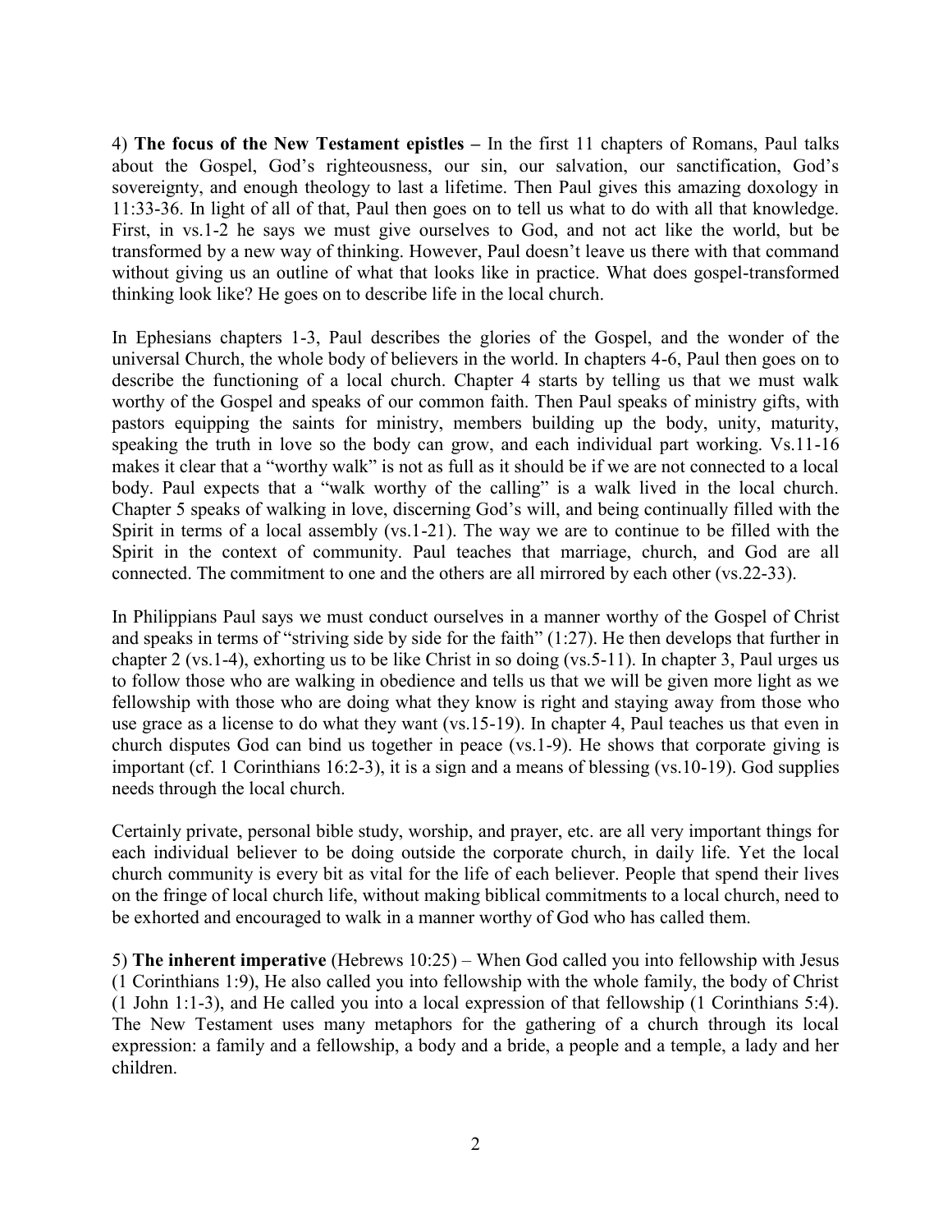4) **The focus of the New Testament epistles –** In the first 11 chapters of Romans, Paul talks about the Gospel, God's righteousness, our sin, our salvation, our sanctification, God's sovereignty, and enough theology to last a lifetime. Then Paul gives this amazing doxology in 11:33-36. In light of all of that, Paul then goes on to tell us what to do with all that knowledge. First, in vs.1-2 he says we must give ourselves to God, and not act like the world, but be transformed by a new way of thinking. However, Paul doesn't leave us there with that command without giving us an outline of what that looks like in practice. What does gospel-transformed thinking look like? He goes on to describe life in the local church.

In Ephesians chapters 1-3, Paul describes the glories of the Gospel, and the wonder of the universal Church, the whole body of believers in the world. In chapters 4-6, Paul then goes on to describe the functioning of a local church. Chapter 4 starts by telling us that we must walk worthy of the Gospel and speaks of our common faith. Then Paul speaks of ministry gifts, with pastors equipping the saints for ministry, members building up the body, unity, maturity, speaking the truth in love so the body can grow, and each individual part working. Vs.11-16 makes it clear that a "worthy walk" is not as full as it should be if we are not connected to a local body. Paul expects that a "walk worthy of the calling" is a walk lived in the local church. Chapter 5 speaks of walking in love, discerning God's will, and being continually filled with the Spirit in terms of a local assembly (vs.1-21). The way we are to continue to be filled with the Spirit in the context of community. Paul teaches that marriage, church, and God are all connected. The commitment to one and the others are all mirrored by each other (vs.22-33).

In Philippians Paul says we must conduct ourselves in a manner worthy of the Gospel of Christ and speaks in terms of "striving side by side for the faith" (1:27). He then develops that further in chapter 2 (vs.1-4), exhorting us to be like Christ in so doing (vs.5-11). In chapter 3, Paul urges us to follow those who are walking in obedience and tells us that we will be given more light as we fellowship with those who are doing what they know is right and staying away from those who use grace as a license to do what they want (vs.15-19). In chapter 4, Paul teaches us that even in church disputes God can bind us together in peace (vs.1-9). He shows that corporate giving is important (cf. 1 Corinthians 16:2-3), it is a sign and a means of blessing (vs.10-19). God supplies needs through the local church.

Certainly private, personal bible study, worship, and prayer, etc. are all very important things for each individual believer to be doing outside the corporate church, in daily life. Yet the local church community is every bit as vital for the life of each believer. People that spend their lives on the fringe of local church life, without making biblical commitments to a local church, need to be exhorted and encouraged to walk in a manner worthy of God who has called them.

5) **The inherent imperative** (Hebrews 10:25) – When God called you into fellowship with Jesus (1 Corinthians 1:9), He also called you into fellowship with the whole family, the body of Christ (1 John 1:1-3), and He called you into a local expression of that fellowship (1 Corinthians 5:4). The New Testament uses many metaphors for the gathering of a church through its local expression: a family and a fellowship, a body and a bride, a people and a temple, a lady and her children.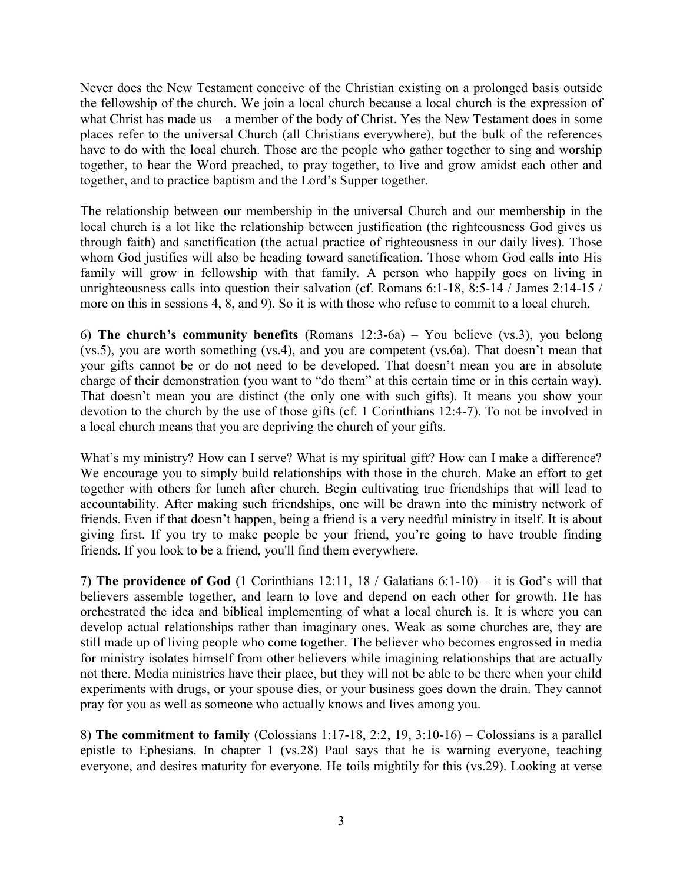Never does the New Testament conceive of the Christian existing on a prolonged basis outside the fellowship of the church. We join a local church because a local church is the expression of what Christ has made us – a member of the body of Christ. Yes the New Testament does in some places refer to the universal Church (all Christians everywhere), but the bulk of the references have to do with the local church. Those are the people who gather together to sing and worship together, to hear the Word preached, to pray together, to live and grow amidst each other and together, and to practice baptism and the Lord's Supper together.

The relationship between our membership in the universal Church and our membership in the local church is a lot like the relationship between justification (the righteousness God gives us through faith) and sanctification (the actual practice of righteousness in our daily lives). Those whom God justifies will also be heading toward sanctification. Those whom God calls into His family will grow in fellowship with that family. A person who happily goes on living in unrighteousness calls into question their salvation (cf. Romans 6:1-18, 8:5-14 / James 2:14-15 / more on this in sessions 4, 8, and 9). So it is with those who refuse to commit to a local church.

6) **The church's community benefits** (Romans 12:3-6a) – You believe (vs.3), you belong (vs.5), you are worth something (vs.4), and you are competent (vs.6a). That doesn't mean that your gifts cannot be or do not need to be developed. That doesn't mean you are in absolute charge of their demonstration (you want to "do them" at this certain time or in this certain way). That doesn't mean you are distinct (the only one with such gifts). It means you show your devotion to the church by the use of those gifts (cf. 1 Corinthians 12:4-7). To not be involved in a local church means that you are depriving the church of your gifts.

What's my ministry? How can I serve? What is my spiritual gift? How can I make a difference? We encourage you to simply build relationships with those in the church. Make an effort to get together with others for lunch after church. Begin cultivating true friendships that will lead to accountability. After making such friendships, one will be drawn into the ministry network of friends. Even if that doesn't happen, being a friend is a very needful ministry in itself. It is about giving first. If you try to make people be your friend, you're going to have trouble finding friends. If you look to be a friend, you'll find them everywhere.

7) **The providence of God** (1 Corinthians 12:11, 18 / Galatians 6:1-10) – it is God's will that believers assemble together, and learn to love and depend on each other for growth. He has orchestrated the idea and biblical implementing of what a local church is. It is where you can develop actual relationships rather than imaginary ones. Weak as some churches are, they are still made up of living people who come together. The believer who becomes engrossed in media for ministry isolates himself from other believers while imagining relationships that are actually not there. Media ministries have their place, but they will not be able to be there when your child experiments with drugs, or your spouse dies, or your business goes down the drain. They cannot pray for you as well as someone who actually knows and lives among you.

8) **The commitment to family** (Colossians 1:17-18, 2:2, 19, 3:10-16) – Colossians is a parallel epistle to Ephesians. In chapter 1 (vs.28) Paul says that he is warning everyone, teaching everyone, and desires maturity for everyone. He toils mightily for this (vs.29). Looking at verse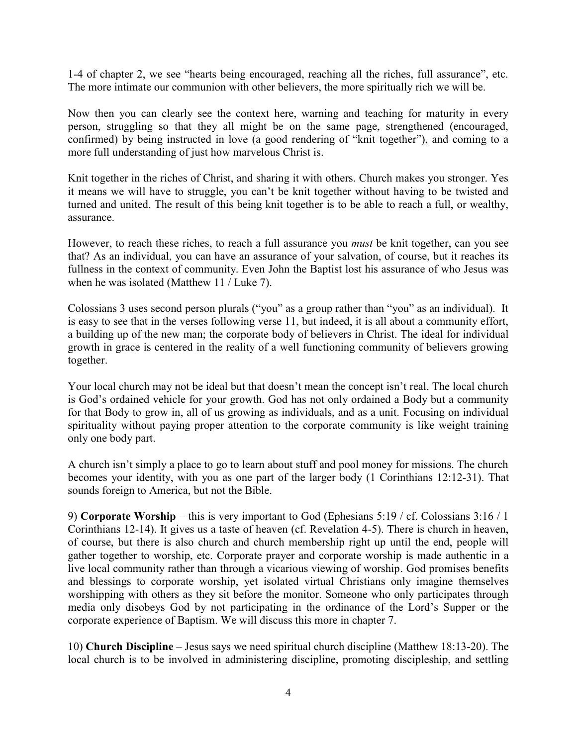1-4 of chapter 2, we see "hearts being encouraged, reaching all the riches, full assurance", etc. The more intimate our communion with other believers, the more spiritually rich we will be.

Now then you can clearly see the context here, warning and teaching for maturity in every person, struggling so that they all might be on the same page, strengthened (encouraged, confirmed) by being instructed in love (a good rendering of "knit together"), and coming to a more full understanding of just how marvelous Christ is.

Knit together in the riches of Christ, and sharing it with others. Church makes you stronger. Yes it means we will have to struggle, you can't be knit together without having to be twisted and turned and united. The result of this being knit together is to be able to reach a full, or wealthy, assurance.

However, to reach these riches, to reach a full assurance you *must* be knit together, can you see that? As an individual, you can have an assurance of your salvation, of course, but it reaches its fullness in the context of community. Even John the Baptist lost his assurance of who Jesus was when he was isolated (Matthew 11 / Luke 7).

Colossians 3 uses second person plurals ("you" as a group rather than "you" as an individual). It is easy to see that in the verses following verse 11, but indeed, it is all about a community effort, a building up of the new man; the corporate body of believers in Christ. The ideal for individual growth in grace is centered in the reality of a well functioning community of believers growing together.

Your local church may not be ideal but that doesn't mean the concept isn't real. The local church is God's ordained vehicle for your growth. God has not only ordained a Body but a community for that Body to grow in, all of us growing as individuals, and as a unit. Focusing on individual spirituality without paying proper attention to the corporate community is like weight training only one body part.

A church isn't simply a place to go to learn about stuff and pool money for missions. The church becomes your identity, with you as one part of the larger body (1 Corinthians 12:12-31). That sounds foreign to America, but not the Bible.

9) **Corporate Worship** – this is very important to God (Ephesians 5:19 / cf. Colossians 3:16 / 1 Corinthians 12-14). It gives us a taste of heaven (cf. Revelation 4-5). There is church in heaven, of course, but there is also church and church membership right up until the end, people will gather together to worship, etc. Corporate prayer and corporate worship is made authentic in a live local community rather than through a vicarious viewing of worship. God promises benefits and blessings to corporate worship, yet isolated virtual Christians only imagine themselves worshipping with others as they sit before the monitor. Someone who only participates through media only disobeys God by not participating in the ordinance of the Lord's Supper or the corporate experience of Baptism. We will discuss this more in chapter 7.

10) **Church Discipline** – Jesus says we need spiritual church discipline (Matthew 18:13-20). The local church is to be involved in administering discipline, promoting discipleship, and settling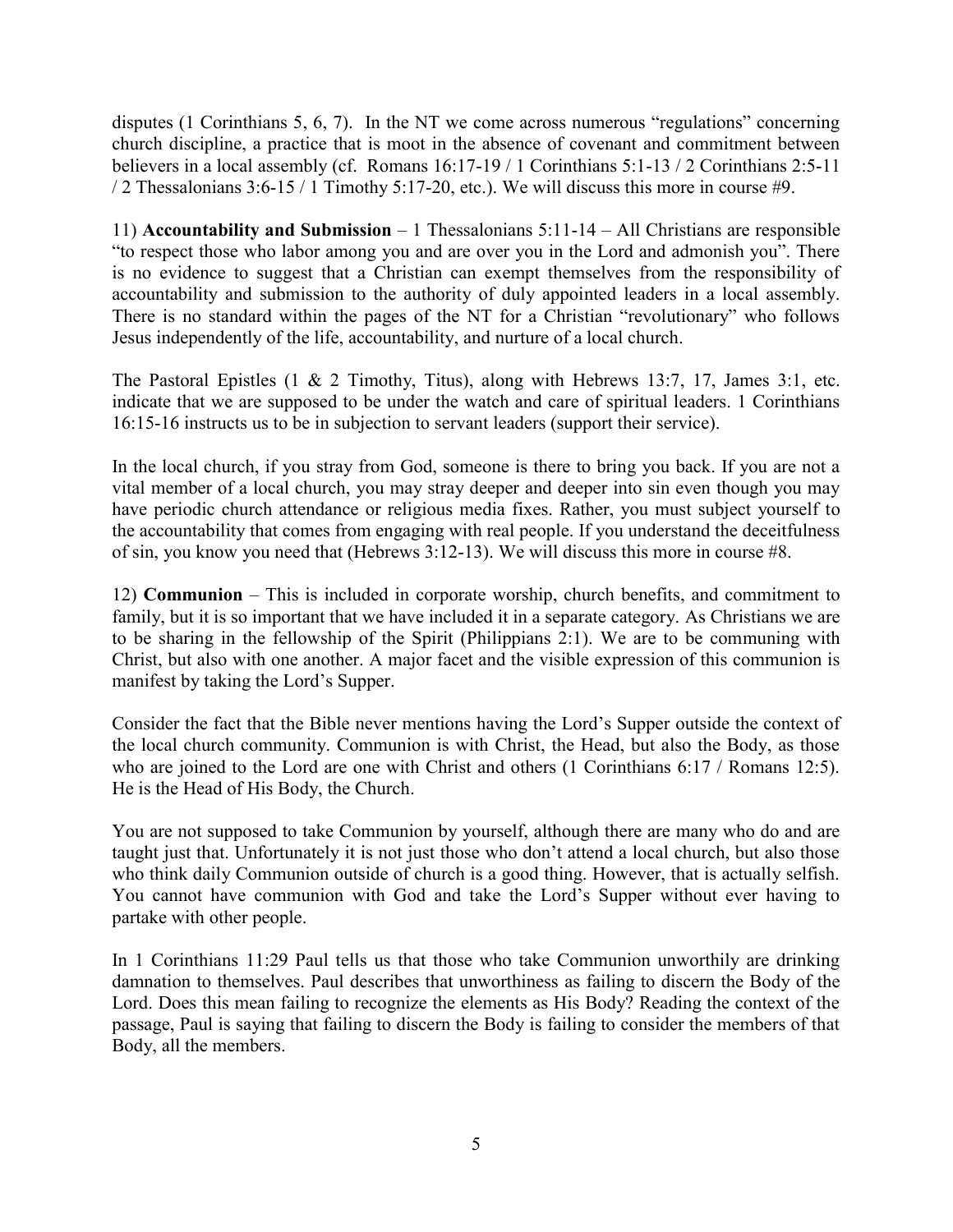disputes (1 Corinthians 5, 6, 7). In the NT we come across numerous "regulations" concerning church discipline, a practice that is moot in the absence of covenant and commitment between believers in a local assembly (cf. Romans 16:17-19 / 1 Corinthians 5:1-13 / 2 Corinthians 2:5-11 / 2 Thessalonians 3:6-15 / 1 Timothy 5:17-20, etc.). We will discuss this more in course #9.

11) **Accountability and Submission** – 1 Thessalonians 5:11-14 – All Christians are responsible "to respect those who labor among you and are over you in the Lord and admonish you". There is no evidence to suggest that a Christian can exempt themselves from the responsibility of accountability and submission to the authority of duly appointed leaders in a local assembly. There is no standard within the pages of the NT for a Christian "revolutionary" who follows Jesus independently of the life, accountability, and nurture of a local church.

The Pastoral Epistles (1 & 2 Timothy, Titus), along with Hebrews 13:7, 17, James 3:1, etc. indicate that we are supposed to be under the watch and care of spiritual leaders. 1 Corinthians 16:15-16 instructs us to be in subjection to servant leaders (support their service).

In the local church, if you stray from God, someone is there to bring you back. If you are not a vital member of a local church, you may stray deeper and deeper into sin even though you may have periodic church attendance or religious media fixes. Rather, you must subject yourself to the accountability that comes from engaging with real people. If you understand the deceitfulness of sin, you know you need that (Hebrews 3:12-13). We will discuss this more in course #8.

12) **Communion** – This is included in corporate worship, church benefits, and commitment to family, but it is so important that we have included it in a separate category. As Christians we are to be sharing in the fellowship of the Spirit (Philippians 2:1). We are to be communing with Christ, but also with one another. A major facet and the visible expression of this communion is manifest by taking the Lord's Supper.

Consider the fact that the Bible never mentions having the Lord's Supper outside the context of the local church community. Communion is with Christ, the Head, but also the Body, as those who are joined to the Lord are one with Christ and others (1 Corinthians 6:17 / Romans 12:5). He is the Head of His Body, the Church.

You are not supposed to take Communion by yourself, although there are many who do and are taught just that. Unfortunately it is not just those who don't attend a local church, but also those who think daily Communion outside of church is a good thing. However, that is actually selfish. You cannot have communion with God and take the Lord's Supper without ever having to partake with other people.

In 1 Corinthians 11:29 Paul tells us that those who take Communion unworthily are drinking damnation to themselves. Paul describes that unworthiness as failing to discern the Body of the Lord. Does this mean failing to recognize the elements as His Body? Reading the context of the passage, Paul is saying that failing to discern the Body is failing to consider the members of that Body, all the members.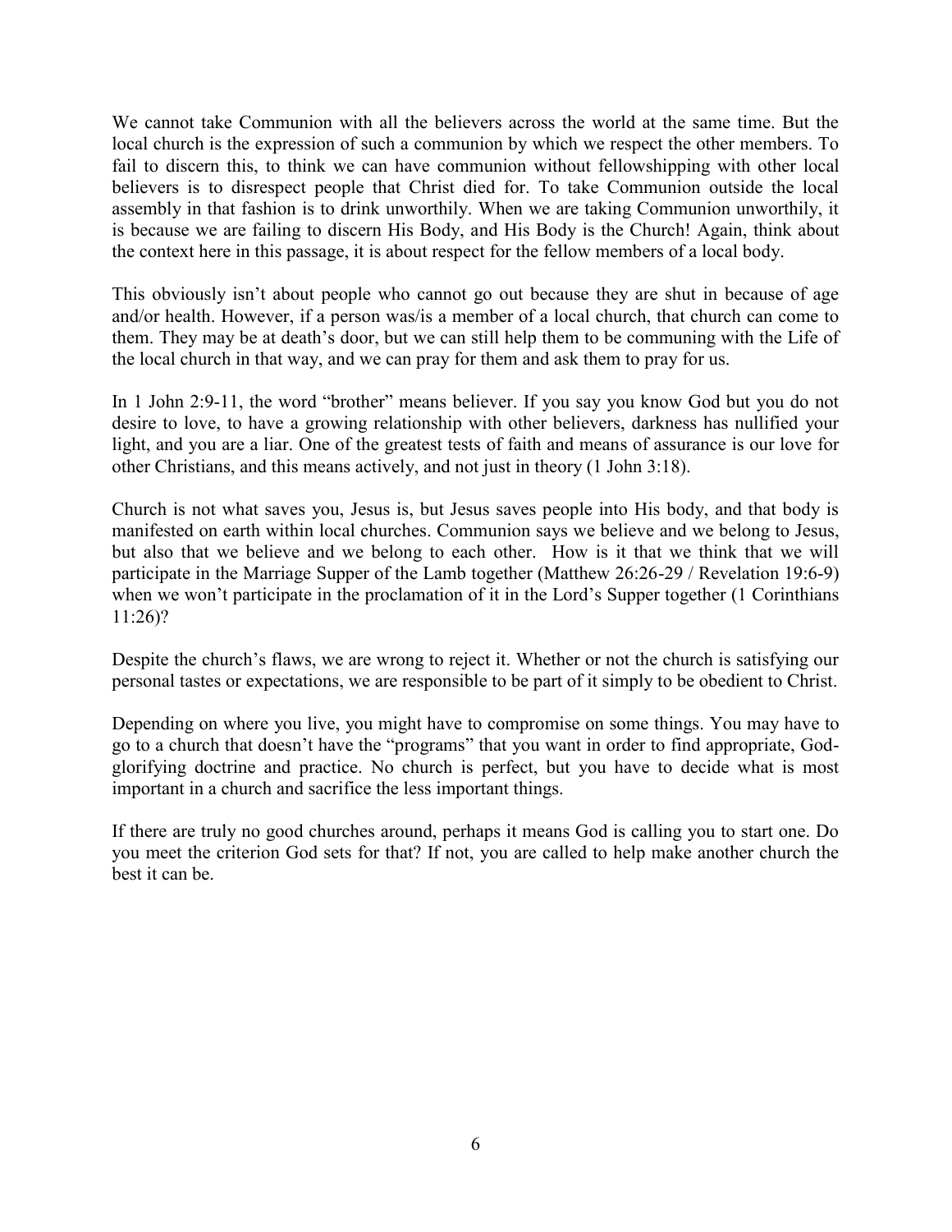We cannot take Communion with all the believers across the world at the same time. But the local church is the expression of such a communion by which we respect the other members. To fail to discern this, to think we can have communion without fellowshipping with other local believers is to disrespect people that Christ died for. To take Communion outside the local assembly in that fashion is to drink unworthily. When we are taking Communion unworthily, it is because we are failing to discern His Body, and His Body is the Church! Again, think about the context here in this passage, it is about respect for the fellow members of a local body.

This obviously isn't about people who cannot go out because they are shut in because of age and/or health. However, if a person was/is a member of a local church, that church can come to them. They may be at death's door, but we can still help them to be communing with the Life of the local church in that way, and we can pray for them and ask them to pray for us.

In 1 John 2:9-11, the word "brother" means believer. If you say you know God but you do not desire to love, to have a growing relationship with other believers, darkness has nullified your light, and you are a liar. One of the greatest tests of faith and means of assurance is our love for other Christians, and this means actively, and not just in theory (1 John 3:18).

Church is not what saves you, Jesus is, but Jesus saves people into His body, and that body is manifested on earth within local churches. Communion says we believe and we belong to Jesus, but also that we believe and we belong to each other. How is it that we think that we will participate in the Marriage Supper of the Lamb together (Matthew 26:26-29 / Revelation 19:6-9) when we won't participate in the proclamation of it in the Lord's Supper together (1 Corinthians 11:26)?

Despite the church's flaws, we are wrong to reject it. Whether or not the church is satisfying our personal tastes or expectations, we are responsible to be part of it simply to be obedient to Christ.

Depending on where you live, you might have to compromise on some things. You may have to go to a church that doesn't have the "programs" that you want in order to find appropriate, God-glorifying doctrine and practice. No church is perfect, but you have to decide what is most important in a church and sacrifice the less important things.

If there are truly no good churches around, perhaps it means God is calling you to start one. Do you meet the criterion God sets for that? If not, you are called to help make another church the best it can be.